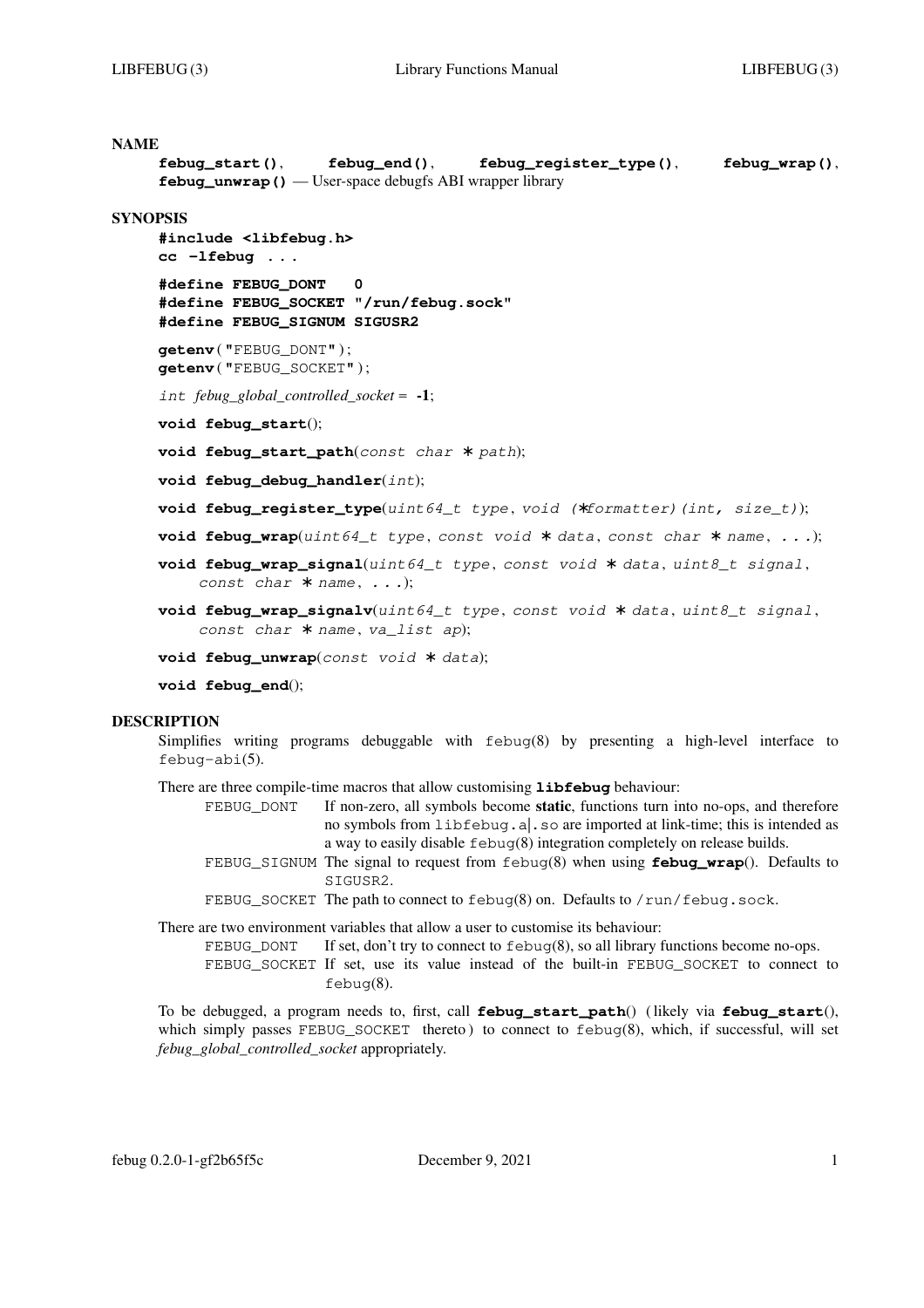## NAME

**febug_start()**, **febug_end()**, **febug_register_type()**, **febug_wrap()**, **febug_unwrap()** — User-space debugfs ABI wrapper library

## SYNOPSIS

**#include <libfebug.h>**
**cc -lfebug ...**

**#define FEBUG_DONT 0**
**#define FEBUG_SOCKET "/run/febug.sock"**
**#define FEBUG_SIGNUM SIGUSR2**

**getenv**("FEBUG_DONT");
**getenv**("FEBUG_SOCKET");

*int febug_global_controlled_socket* = **-1**;

**void febug_start**();

**void febug_start_path**(*const char * path*);

**void febug_debug_handler**(*int*);

**void febug_register_type**(*uint64_t type*, *void (*formatter)(int, size_t)*);

**void febug_wrap**(*uint64_t type*, *const void * data*, *const char * name*, *...*);

**void febug_wrap_signal**(*uint64_t type*, *const void * data*, *uint8_t signal*, *const char * name*, *...*);

**void febug_wrap_signalv**(*uint64_t type*, *const void * data*, *uint8_t signal*, *const char * name*, *va_list ap*);

**void febug_unwrap**(*const void * data*);

**void febug_end**();

## DESCRIPTION

Simplifies writing programs debuggable with febug(8) by presenting a high-level interface to febug-abi(5).

There are three compile-time macros that allow customising **libfebug** behaviour:

FEBUG_DONT — If non-zero, all symbols become **static**, functions turn into no-ops, and therefore no symbols from libfebug.a|.so are imported at link-time; this is intended as a way to easily disable febug(8) integration completely on release builds.

FEBUG_SIGNUM — The signal to request from febug(8) when using **febug_wrap**(). Defaults to SIGUSR2.

FEBUG_SOCKET — The path to connect to febug(8) on. Defaults to /run/febug.sock.

There are two environment variables that allow a user to customise its behaviour:

FEBUG_DONT — If set, don't try to connect to febug(8), so all library functions become no-ops.

FEBUG_SOCKET — If set, use its value instead of the built-in FEBUG_SOCKET to connect to febug(8).

To be debugged, a program needs to, first, call **febug_start_path**() (likely via **febug_start**(), which simply passes FEBUG_SOCKET thereto) to connect to febug(8), which, if successful, will set *febug_global_controlled_socket* appropriately.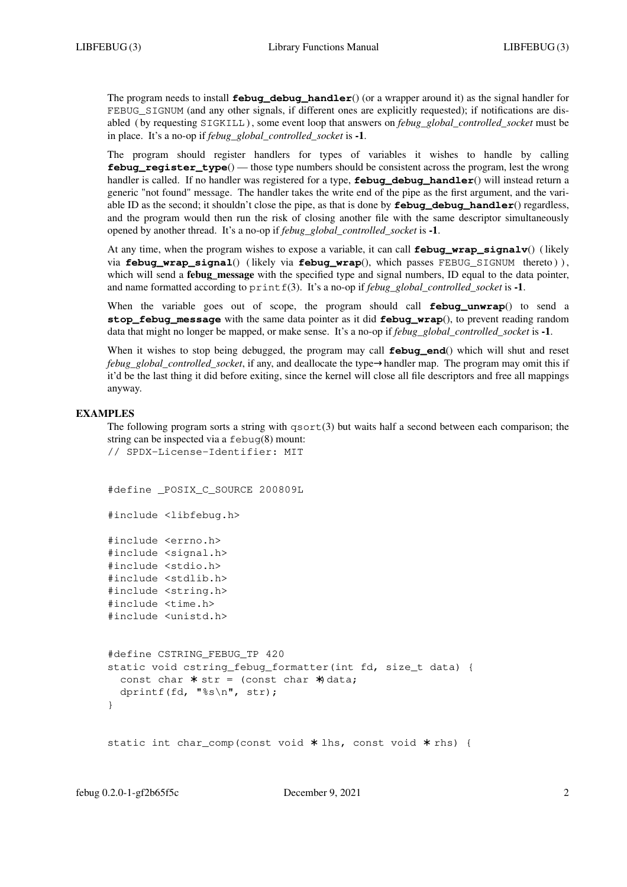The program needs to install **febug_debug_handler**() (or a wrapper around it) as the signal handler for FEBUG_SIGNUM (and any other signals, if different ones are explicitly requested); if notifications are disabled ( by requesting SIGKILL ), some event loop that answers on *febug_global_controlled_socket* must be in place. It's a no-op if *febug_global_controlled_socket* is **-1**.

The program should register handlers for types of variables it wishes to handle by calling **febug_register_type**() — those type numbers should be consistent across the program, lest the wrong handler is called. If no handler was registered for a type, **febug_debug_handler**() will instead return a generic "not found" message. The handler takes the write end of the pipe as the first argument, and the variable ID as the second; it shouldn't close the pipe, as that is done by **febug_debug_handler**() regardless, and the program would then run the risk of closing another file with the same descriptor simultaneously opened by another thread. It's a no-op if *febug_global_controlled_socket* is **-1**.

At any time, when the program wishes to expose a variable, it can call **febug_wrap_signalv**() ( likely via **febug_wrap_signal**() ( likely via **febug_wrap**(), which passes FEBUG_SIGNUM thereto ) ), which will send a **febug_message** with the specified type and signal numbers, ID equal to the data pointer, and name formatted according to printf(3). It's a no-op if *febug_global_controlled_socket* is **-1**.

When the variable goes out of scope, the program should call **febug_unwrap**() to send a **stop_febug_message** with the same data pointer as it did **febug_wrap**(), to prevent reading random data that might no longer be mapped, or make sense. It's a no-op if *febug_global_controlled_socket* is **-1**.

When it wishes to stop being debugged, the program may call **febug_end**() which will shut and reset *febug_global_controlled_socket*, if any, and deallocate the type→handler map. The program may omit this if it'd be the last thing it did before exiting, since the kernel will close all file descriptors and free all mappings anyway.

## EXAMPLES

The following program sorts a string with qsort(3) but waits half a second between each comparison; the string can be inspected via a febug(8) mount:

```
// SPDX-License-Identifier: MIT


#define _POSIX_C_SOURCE 200809L

#include <libfebug.h>

#include <errno.h>
#include <signal.h>
#include <stdio.h>
#include <stdlib.h>
#include <string.h>
#include <time.h>
#include <unistd.h>


#define CSTRING_FEBUG_TP 420
static void cstring_febug_formatter(int fd, size_t data) {
  const char * str = (const char *)data;
  dprintf(fd, "%s\n", str);
}


static int char_comp(const void * lhs, const void * rhs) {
```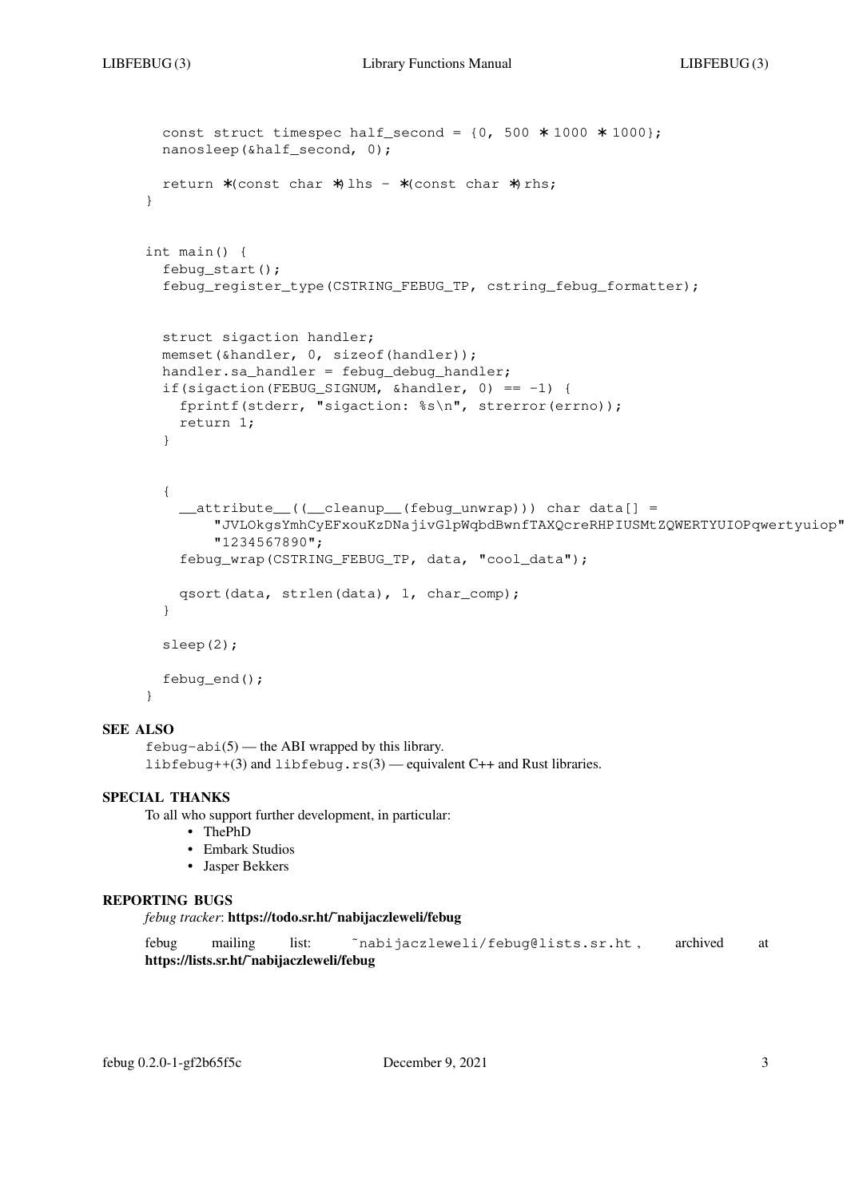```
  const struct timespec half_second = {0, 500 * 1000 * 1000};
  nanosleep(&half_second, 0);

  return *(const char *)lhs - *(const char *)rhs;
}


int main() {
  febug_start();
  febug_register_type(CSTRING_FEBUG_TP, cstring_febug_formatter);


  struct sigaction handler;
  memset(&handler, 0, sizeof(handler));
  handler.sa_handler = febug_debug_handler;
  if(sigaction(FEBUG_SIGNUM, &handler, 0) == -1) {
    fprintf(stderr, "sigaction: %s\n", strerror(errno));
    return 1;
  }


  {
    __attribute__((__cleanup__(febug_unwrap))) char data[] =
        "JVLOkgsYmhCyEFxouKzDNajivGlpWqbdBwnfTAXQcreRHPIUSMtZQWERTYUIOPqwertyuiop"
        "1234567890";
    febug_wrap(CSTRING_FEBUG_TP, data, "cool_data");

    qsort(data, strlen(data), 1, char_comp);
  }

  sleep(2);

  febug_end();
}
```

## SEE ALSO

`febug-abi`(5) — the ABI wrapped by this library.
`libfebug++`(3) and `libfebug.rs`(3) — equivalent C++ and Rust libraries.

## SPECIAL THANKS

To all who support further development, in particular:

- ThePhD
- Embark Studios
- Jasper Bekkers

## REPORTING BUGS

*febug tracker*: **https://todo.sr.ht/~nabijaczleweli/febug**

febug mailing list: `~nabijaczleweli/febug@lists.sr.ht`, archived at **https://lists.sr.ht/~nabijaczleweli/febug**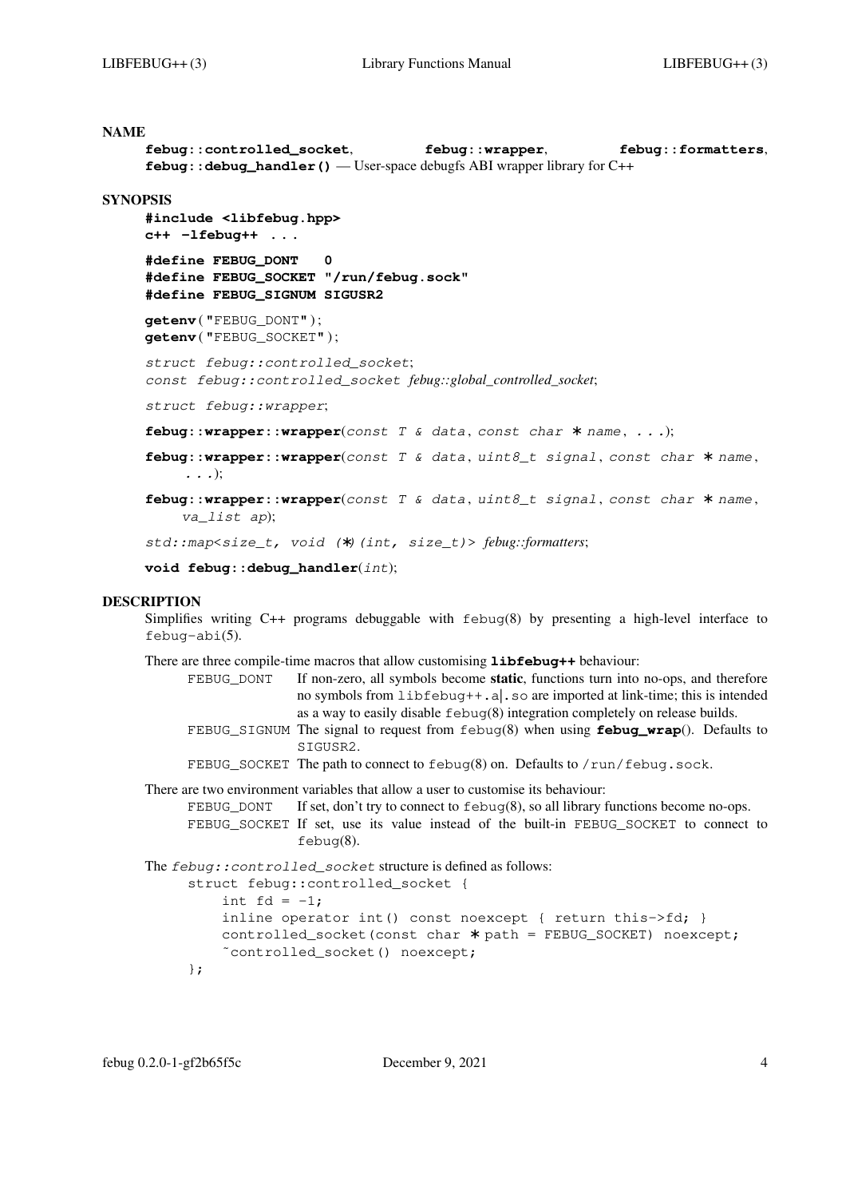## NAME

**febug::controlled_socket**, **febug::wrapper**, **febug::formatters**, **febug::debug_handler()** — User-space debugfs ABI wrapper library for C++

## SYNOPSIS

**#include <libfebug.hpp>**
**c++ -lfebug++ ...**

**#define FEBUG_DONT 0**
**#define FEBUG_SOCKET "/run/febug.sock"**
**#define FEBUG_SIGNUM SIGUSR2**

**getenv**("FEBUG_DONT");
**getenv**("FEBUG_SOCKET");

*struct febug::controlled_socket*;
*const febug::controlled_socket febug::global_controlled_socket*;

*struct febug::wrapper*;

**febug::wrapper::wrapper**(*const T & data*, *const char * name*, *...*);

**febug::wrapper::wrapper**(*const T & data*, *uint8_t signal*, *const char * name*, *...*);

**febug::wrapper::wrapper**(*const T & data*, *uint8_t signal*, *const char * name*, *va_list ap*);

*std::map<size_t, void (*)(int, size_t)> febug::formatters*;

**void febug::debug_handler**(*int*);

## DESCRIPTION

Simplifies writing C++ programs debuggable with febug(8) by presenting a high-level interface to febug-abi(5).

There are three compile-time macros that allow customising **libfebug++** behaviour:

- FEBUG_DONT — If non-zero, all symbols become **static**, functions turn into no-ops, and therefore no symbols from libfebug++.a|.so are imported at link-time; this is intended as a way to easily disable febug(8) integration completely on release builds.
- FEBUG_SIGNUM — The signal to request from febug(8) when using **febug_wrap**(). Defaults to SIGUSR2.
- FEBUG_SOCKET — The path to connect to febug(8) on. Defaults to /run/febug.sock.

There are two environment variables that allow a user to customise its behaviour:

- FEBUG_DONT — If set, don't try to connect to febug(8), so all library functions become no-ops.
- FEBUG_SOCKET — If set, use its value instead of the built-in FEBUG_SOCKET to connect to febug(8).

The *febug::controlled_socket* structure is defined as follows:

```
struct febug::controlled_socket {
    int fd = -1;
    inline operator int() const noexcept { return this->fd; }
    controlled_socket(const char * path = FEBUG_SOCKET) noexcept;
    ~controlled_socket() noexcept;
};
```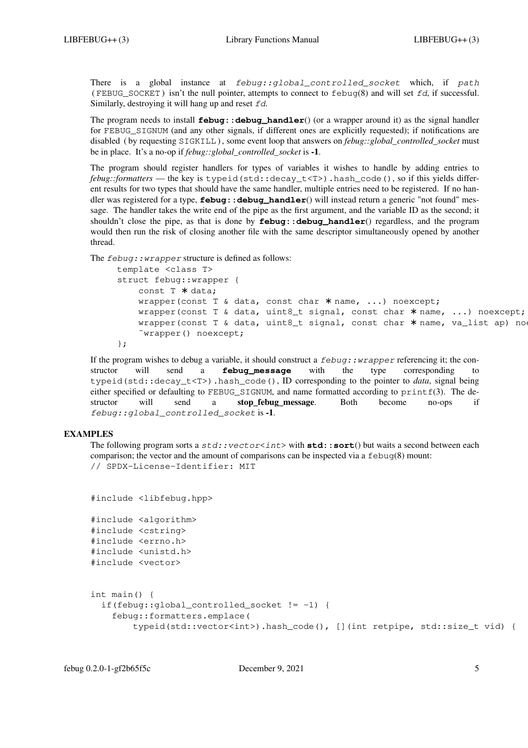There is a global instance at *febug::global_controlled_socket* which, if *path* (FEBUG_SOCKET) isn't the null pointer, attempts to connect to febug(8) and will set *fd*, if successful. Similarly, destroying it will hang up and reset *fd*.

The program needs to install **febug::debug_handler**() (or a wrapper around it) as the signal handler for FEBUG_SIGNUM (and any other signals, if different ones are explicitly requested); if notifications are disabled (by requesting SIGKILL), some event loop that answers on *febug::global_controlled_socket* must be in place. It's a no-op if *febug::global_controlled_socket* is **-1**.

The program should register handlers for types of variables it wishes to handle by adding entries to *febug::formatters* — the key is typeid(std::decay_t<T>).hash_code(), so if this yields different results for two types that should have the same handler, multiple entries need to be registered. If no handler was registered for a type, **febug::debug_handler**() will instead return a generic "not found" message. The handler takes the write end of the pipe as the first argument, and the variable ID as the second; it shouldn't close the pipe, as that is done by **febug::debug_handler**() regardless, and the program would then run the risk of closing another file with the same descriptor simultaneously opened by another thread.

The *febug::wrapper* structure is defined as follows:

```
template <class T>
struct febug::wrapper {
    const T * data;
    wrapper(const T & data, const char * name, ...) noexcept;
    wrapper(const T & data, uint8_t signal, const char * name, ...) noexcept;
    wrapper(const T & data, uint8_t signal, const char * name, va_list ap) noe
    ~wrapper() noexcept;
};
```

If the program wishes to debug a variable, it should construct a *febug::wrapper* referencing it; the constructor will send a **febug_message** with the type corresponding to typeid(std::decay_t<T>).hash_code(), ID corresponding to the pointer to *data*, signal being either specified or defaulting to FEBUG_SIGNUM, and name formatted according to printf(3). The destructor will send a **stop_febug_message**. Both become no-ops if *febug::global_controlled_socket* is **-1**.

## EXAMPLES

The following program sorts a *std::vector<int>* with **std::sort**() but waits a second between each comparison; the vector and the amount of comparisons can be inspected via a febug(8) mount:

```
// SPDX-License-Identifier: MIT


#include <libfebug.hpp>

#include <algorithm>
#include <cstring>
#include <errno.h>
#include <unistd.h>
#include <vector>


int main() {
  if(febug::global_controlled_socket != -1) {
    febug::formatters.emplace(
        typeid(std::vector<int>).hash_code(), [](int retpipe, std::size_t vid) {
```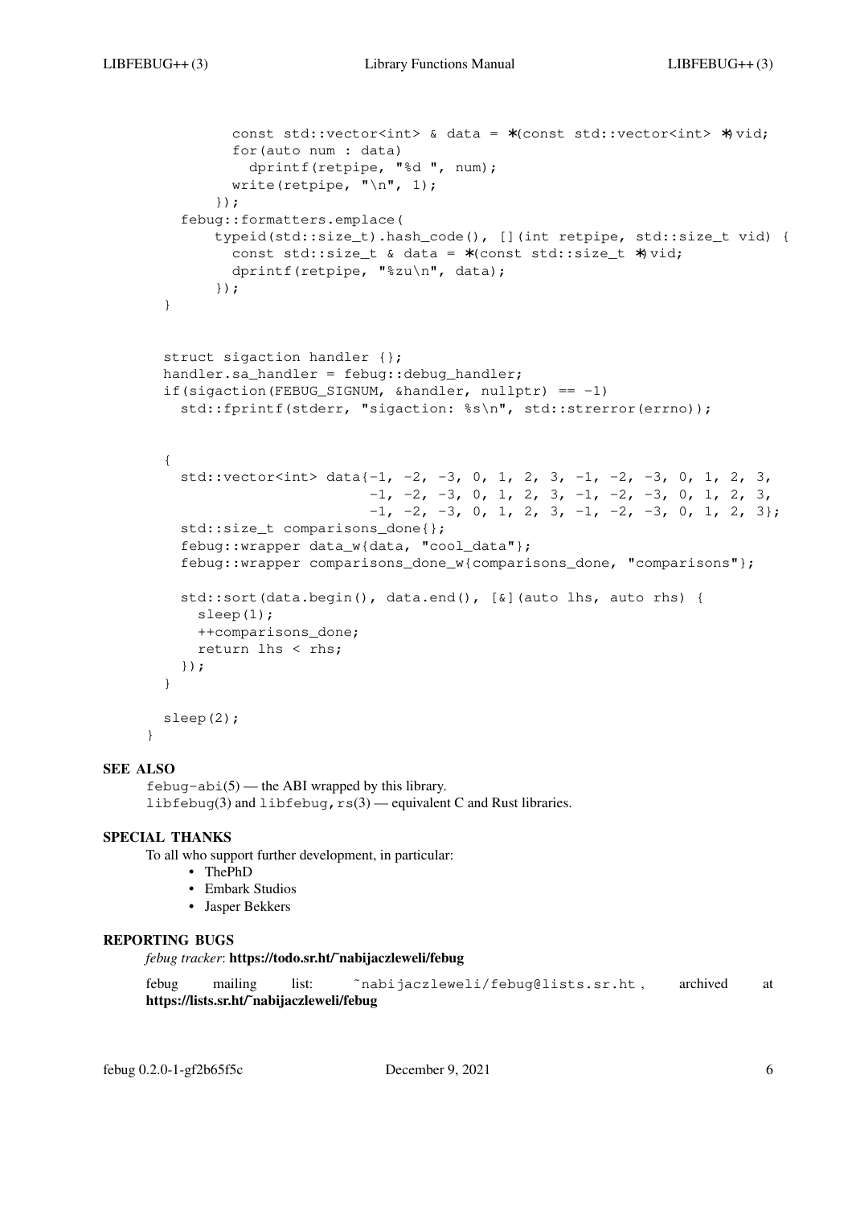```
        const std::vector<int> & data = *(const std::vector<int> *)vid;
        for(auto num : data)
          dprintf(retpipe, "%d ", num);
        write(retpipe, "\n", 1);
      });
  febug::formatters.emplace(
      typeid(std::size_t).hash_code(), [](int retpipe, std::size_t vid) {
        const std::size_t & data = *(const std::size_t *)vid;
        dprintf(retpipe, "%zu\n", data);
      });
}


struct sigaction handler {};
handler.sa_handler = febug::debug_handler;
if(sigaction(FEBUG_SIGNUM, &handler, nullptr) == -1)
  std::fprintf(stderr, "sigaction: %s\n", std::strerror(errno));


{
  std::vector<int> data{-1, -2, -3, 0, 1, 2, 3, -1, -2, -3, 0, 1, 2, 3,
                        -1, -2, -3, 0, 1, 2, 3, -1, -2, -3, 0, 1, 2, 3,
                        -1, -2, -3, 0, 1, 2, 3, -1, -2, -3, 0, 1, 2, 3};
  std::size_t comparisons_done{};
  febug::wrapper data_w{data, "cool_data"};
  febug::wrapper comparisons_done_w{comparisons_done, "comparisons"};

  std::sort(data.begin(), data.end(), [&](auto lhs, auto rhs) {
    sleep(1);
    ++comparisons_done;
    return lhs < rhs;
  });
}

sleep(2);
}
```

## SEE ALSO

febug-abi(5) — the ABI wrapped by this library.
libfebug(3) and libfebug,rs(3) — equivalent C and Rust libraries.

## SPECIAL THANKS

To all who support further development, in particular:

- ThePhD
- Embark Studios
- Jasper Bekkers

## REPORTING BUGS

*febug tracker*: **https://todo.sr.ht/~nabijaczleweli/febug**

febug mailing list: ~nabijaczleweli/febug@lists.sr.ht, archived at **https://lists.sr.ht/~nabijaczleweli/febug**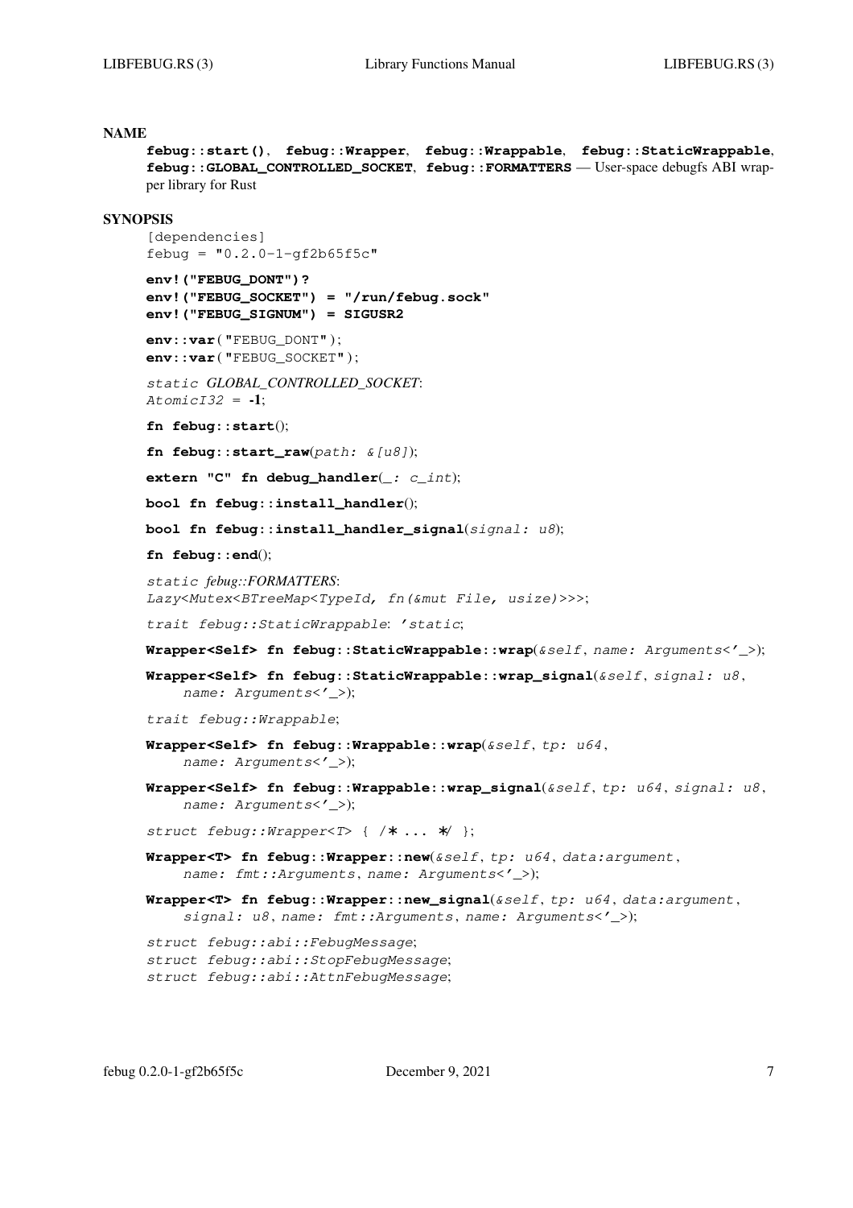## NAME

**febug::start()**, **febug::Wrapper**, **febug::Wrappable**, **febug::StaticWrappable**, **febug::GLOBAL_CONTROLLED_SOCKET**, **febug::FORMATTERS** — User-space debugfs ABI wrapper library for Rust

## SYNOPSIS

```
[dependencies]
febug = "0.2.0-1-gf2b65f5c"
```

**env!("FEBUG_DONT")?**
**env!("FEBUG_SOCKET") = "/run/febug.sock"**
**env!("FEBUG_SIGNUM") = SIGUSR2**

**env::var**("FEBUG_DONT");
**env::var**("FEBUG_SOCKET");

*static GLOBAL_CONTROLLED_SOCKET*:
*AtomicI32* = **-1**;

**fn febug::start**();

**fn febug::start_raw**(*path: &[u8]*);

**extern "C" fn debug_handler**(*_: c_int*);

**bool fn febug::install_handler**();

**bool fn febug::install_handler_signal**(*signal: u8*);

**fn febug::end**();

*static febug::FORMATTERS*:
*Lazy<Mutex<BTreeMap<TypeId, fn(&mut File, usize)>>>*;

*trait febug::StaticWrappable*: *'static*;

**Wrapper<Self> fn febug::StaticWrappable::wrap**(*&self*, *name: Arguments<'_>*);

**Wrapper<Self> fn febug::StaticWrappable::wrap_signal**(*&self*, *signal: u8*, *name: Arguments<'_>*);

*trait febug::Wrappable*;

**Wrapper<Self> fn febug::Wrappable::wrap**(*&self*, *tp: u64*, *name: Arguments<'_>*);

**Wrapper<Self> fn febug::Wrappable::wrap_signal**(*&self*, *tp: u64*, *signal: u8*, *name: Arguments<'_>*);

*struct febug::Wrapper<T>* { /* ... */ };

**Wrapper<T> fn febug::Wrapper::new**(*&self*, *tp: u64*, *data:argument*, *name: fmt::Arguments*, *name: Arguments<'_>*);

**Wrapper<T> fn febug::Wrapper::new_signal**(*&self*, *tp: u64*, *data:argument*, *signal: u8*, *name: fmt::Arguments*, *name: Arguments<'_>*);

*struct febug::abi::FebugMessage*;
*struct febug::abi::StopFebugMessage*;
*struct febug::abi::AttnFebugMessage*;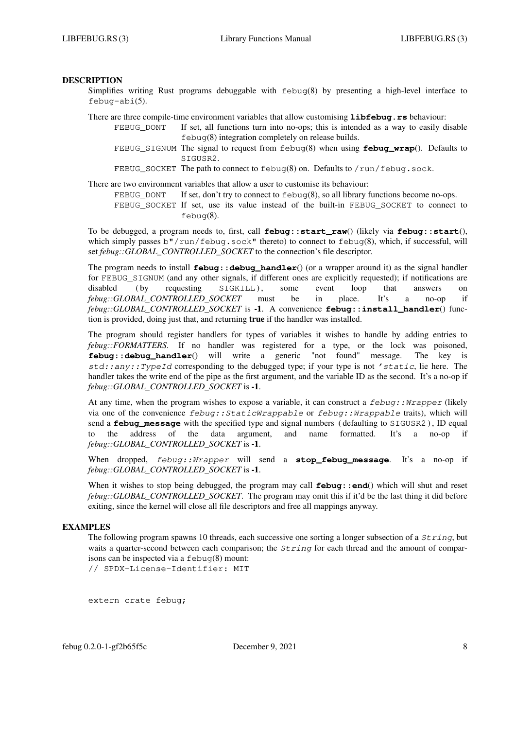## DESCRIPTION

Simplifies writing Rust programs debuggable with `febug`(8) by presenting a high-level interface to `febug-abi`(5).

There are three compile-time environment variables that allow customising **`libfebug.rs`** behaviour:

- `FEBUG_DONT` If set, all functions turn into no-ops; this is intended as a way to easily disable `febug`(8) integration completely on release builds.
- `FEBUG_SIGNUM` The signal to request from `febug`(8) when using **`febug_wrap`**(). Defaults to `SIGUSR2`.
- `FEBUG_SOCKET` The path to connect to `febug`(8) on. Defaults to `/run/febug.sock`.

There are two environment variables that allow a user to customise its behaviour:

- `FEBUG_DONT` If set, don't try to connect to `febug`(8), so all library functions become no-ops.
- `FEBUG_SOCKET` If set, use its value instead of the built-in `FEBUG_SOCKET` to connect to `febug`(8).

To be debugged, a program needs to, first, call **`febug::start_raw`**() (likely via **`febug::start`**(), which simply passes `b"/run/febug.sock"` thereto) to connect to `febug`(8), which, if successful, will set *febug::GLOBAL_CONTROLLED_SOCKET* to the connection's file descriptor.

The program needs to install **`febug::debug_handler`**() (or a wrapper around it) as the signal handler for `FEBUG_SIGNUM` (and any other signals, if different ones are explicitly requested); if notifications are disabled (by requesting `SIGKILL`), some event loop that answers on *febug::GLOBAL_CONTROLLED_SOCKET* must be in place. It's a no-op if *febug::GLOBAL_CONTROLLED_SOCKET* is **-1**. A convenience **`febug::install_handler`**() function is provided, doing just that, and returning **true** if the handler was installed.

The program should register handlers for types of variables it wishes to handle by adding entries to *febug::FORMATTERS*. If no handler was registered for a type, or the lock was poisoned, **`febug::debug_handler`**() will write a generic "not found" message. The key is *`std::any::TypeId`* corresponding to the debugged type; if your type is not *`'static`*, lie here. The handler takes the write end of the pipe as the first argument, and the variable ID as the second. It's a no-op if *febug::GLOBAL_CONTROLLED_SOCKET* is **-1**.

At any time, when the program wishes to expose a variable, it can construct a *`febug::Wrapper`* (likely via one of the convenience *`febug::StaticWrappable`* or *`febug::Wrappable`* traits), which will send a **`febug_message`** with the specified type and signal numbers (defaulting to `SIGUSR2`), ID equal to the address of the data argument, and name formatted. It's a no-op if *febug::GLOBAL_CONTROLLED_SOCKET* is **-1**.

When dropped, *`febug::Wrapper`* will send a **`stop_febug_message`**. It's a no-op if *febug::GLOBAL_CONTROLLED_SOCKET* is **-1**.

When it wishes to stop being debugged, the program may call **`febug::end`**() which will shut and reset *febug::GLOBAL_CONTROLLED_SOCKET*. The program may omit this if it'd be the last thing it did before exiting, since the kernel will close all file descriptors and free all mappings anyway.

## EXAMPLES

The following program spawns 10 threads, each successive one sorting a longer subsection of a *`String`*, but waits a quarter-second between each comparison; the *`String`* for each thread and the amount of comparisons can be inspected via a `febug`(8) mount:

```
// SPDX-License-Identifier: MIT


extern crate febug;
```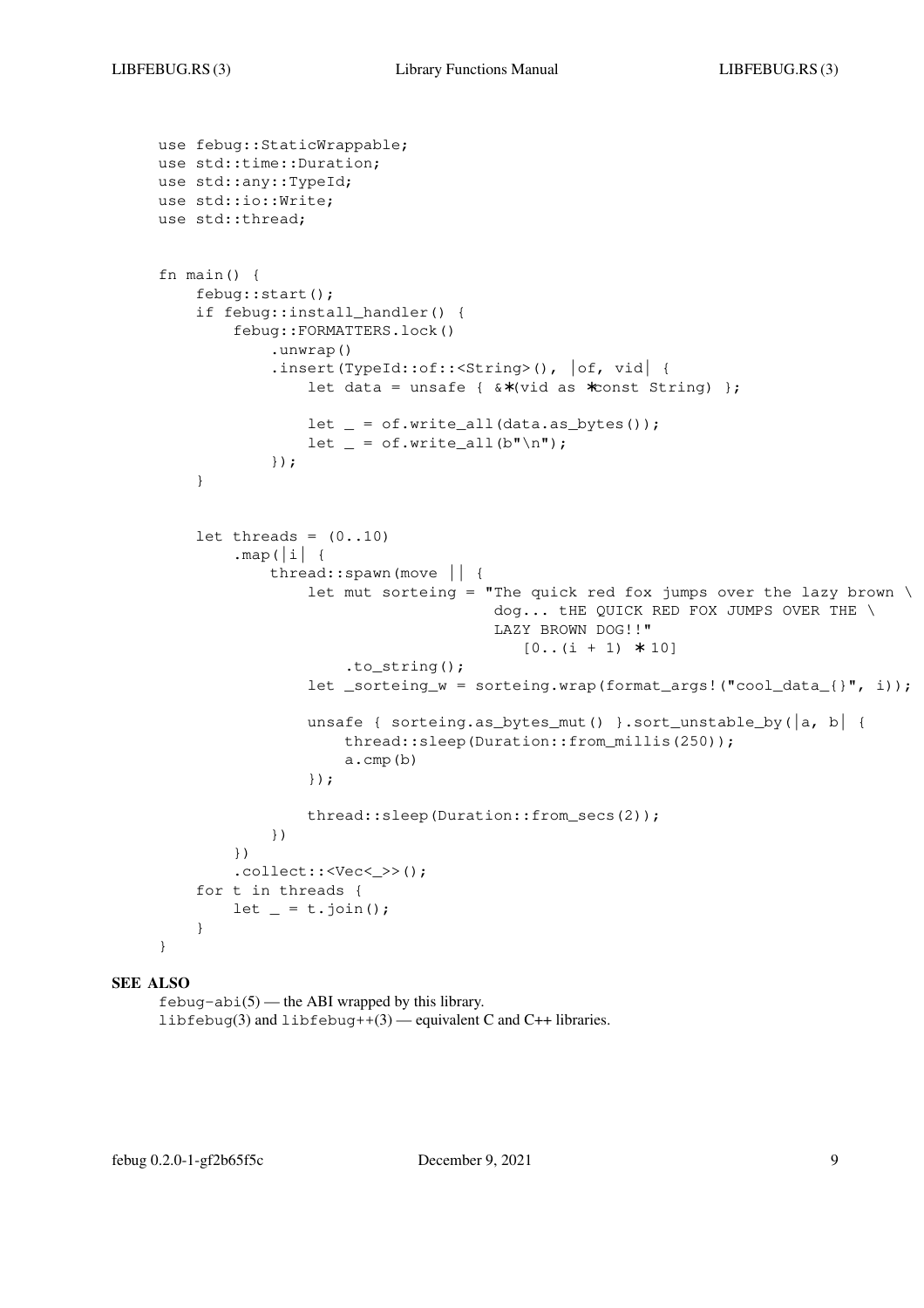```
use febug::StaticWrappable;
use std::time::Duration;
use std::any::TypeId;
use std::io::Write;
use std::thread;


fn main() {
    febug::start();
    if febug::install_handler() {
        febug::FORMATTERS.lock()
            .unwrap()
            .insert(TypeId::of::<String>(), |of, vid| {
                let data = unsafe { &*(vid as *const String) };

                let _ = of.write_all(data.as_bytes());
                let _ = of.write_all(b"\n");
            });
    }


    let threads = (0..10)
        .map(|i| {
            thread::spawn(move || {
                let mut sorteing = "The quick red fox jumps over the lazy brown \
                                    dog... tHE QUICK RED FOX JUMPS OVER THE \
                                    LAZY BROWN DOG!!"
                                       [0..(i + 1) * 10]
                    .to_string();
                let _sorteing_w = sorteing.wrap(format_args!("cool_data_{}", i));

                unsafe { sorteing.as_bytes_mut() }.sort_unstable_by(|a, b| {
                    thread::sleep(Duration::from_millis(250));
                    a.cmp(b)
                });

                thread::sleep(Duration::from_secs(2));
            })
        })
        .collect::<Vec<_>>();
    for t in threads {
        let _ = t.join();
    }
}
```

## SEE ALSO

`febug-abi`(5) — the ABI wrapped by this library.
`libfebug`(3) and `libfebug++`(3) — equivalent C and C++ libraries.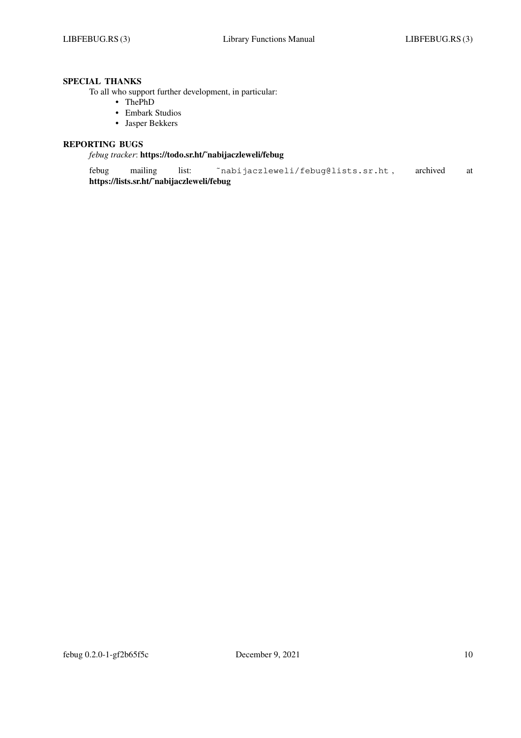## SPECIAL THANKS

To all who support further development, in particular:

- ThePhD
- Embark Studios
- Jasper Bekkers

## REPORTING BUGS

*febug tracker*: **https://todo.sr.ht/~nabijaczleweli/febug**

febug mailing list: `~nabijaczleweli/febug@lists.sr.ht`, archived at **https://lists.sr.ht/~nabijaczleweli/febug**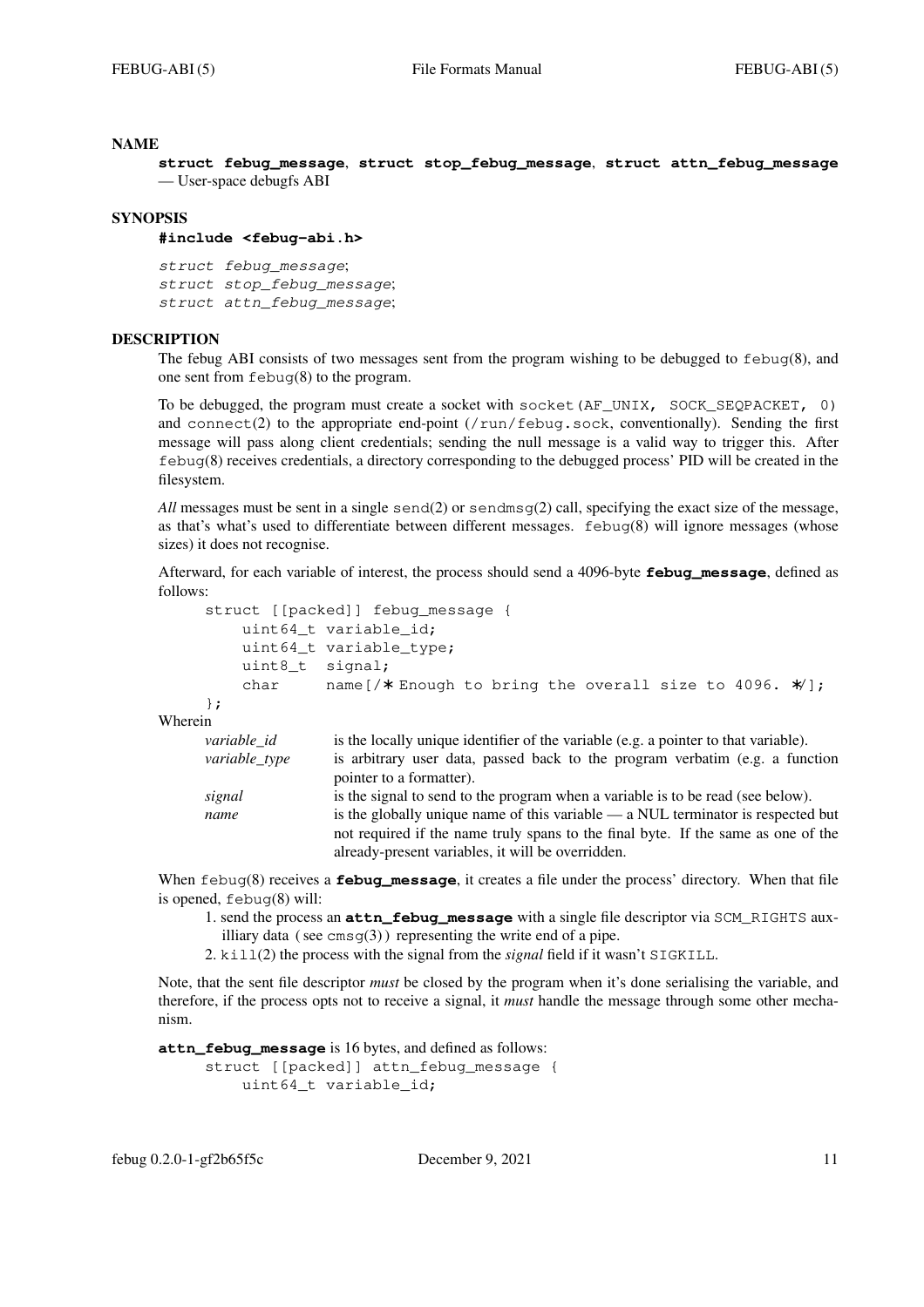## NAME

**struct febug_message**, **struct stop_febug_message**, **struct attn_febug_message** — User-space debugfs ABI

## SYNOPSIS

**#include <febug-abi.h>**

*struct febug_message*;
*struct stop_febug_message*;
*struct attn_febug_message*;

## DESCRIPTION

The febug ABI consists of two messages sent from the program wishing to be debugged to `febug`(8), and one sent from `febug`(8) to the program.

To be debugged, the program must create a socket with `socket(AF_UNIX, SOCK_SEQPACKET, 0)` and `connect`(2) to the appropriate end-point (`/run/febug.sock`, conventionally). Sending the first message will pass along client credentials; sending the null message is a valid way to trigger this. After `febug`(8) receives credentials, a directory corresponding to the debugged process' PID will be created in the filesystem.

*All* messages must be sent in a single `send`(2) or `sendmsg`(2) call, specifying the exact size of the message, as that's what's used to differentiate between different messages. `febug`(8) will ignore messages (whose sizes) it does not recognise.

Afterward, for each variable of interest, the process should send a 4096-byte **febug_message**, defined as follows:

```
struct [[packed]] febug_message {
    uint64_t variable_id;
    uint64_t variable_type;
    uint8_t  signal;
    char     name[/* Enough to bring the overall size to 4096. */];
};
```

Wherein

| | |
|---|---|
| *variable_id* | is the locally unique identifier of the variable (e.g. a pointer to that variable). |
| *variable_type* | is arbitrary user data, passed back to the program verbatim (e.g. a function pointer to a formatter). |
| *signal* | is the signal to send to the program when a variable is to be read (see below). |
| *name* | is the globally unique name of this variable — a NUL terminator is respected but not required if the name truly spans to the final byte. If the same as one of the already-present variables, it will be overridden. |

When `febug`(8) receives a **febug_message**, it creates a file under the process' directory. When that file is opened, `febug`(8) will:

1. send the process an **attn_febug_message** with a single file descriptor via `SCM_RIGHTS` auxilliary data ( see `cmsg`(3)) representing the write end of a pipe.
2. `kill`(2) the process with the signal from the *signal* field if it wasn't `SIGKILL`.

Note, that the sent file descriptor *must* be closed by the program when it's done serialising the variable, and therefore, if the process opts not to receive a signal, it *must* handle the message through some other mechanism.

**attn_febug_message** is 16 bytes, and defined as follows:

```
struct [[packed]] attn_febug_message {
    uint64_t variable_id;
```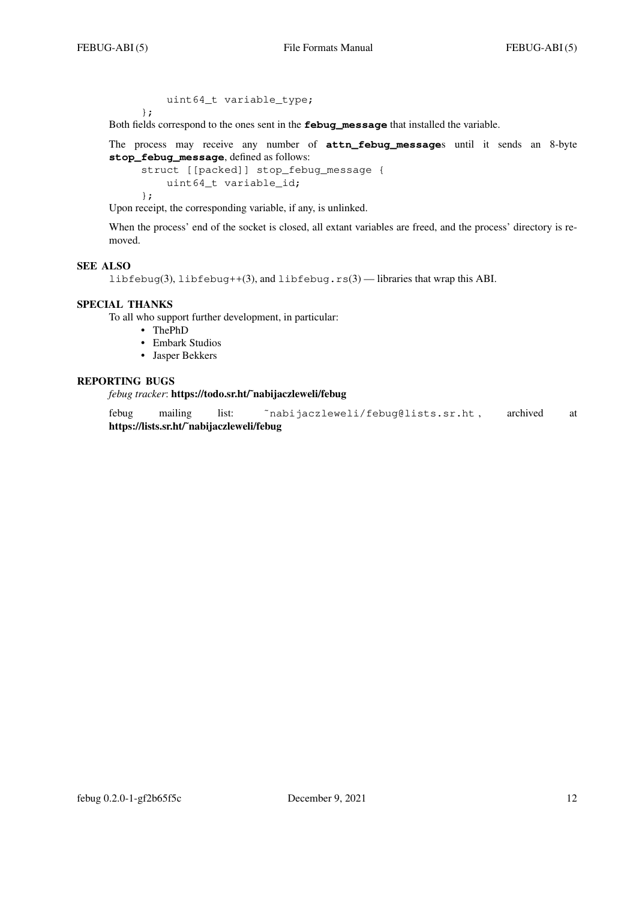```
    uint64_t variable_type;
};
```

Both fields correspond to the ones sent in the **febug_message** that installed the variable.

The process may receive any number of **attn_febug_message**s until it sends an 8-byte **stop_febug_message**, defined as follows:

```
struct [[packed]] stop_febug_message {
    uint64_t variable_id;
};
```

Upon receipt, the corresponding variable, if any, is unlinked.

When the process' end of the socket is closed, all extant variables are freed, and the process' directory is removed.

## SEE ALSO

`libfebug`(3), `libfebug++`(3), and `libfebug.rs`(3) — libraries that wrap this ABI.

## SPECIAL THANKS

To all who support further development, in particular:

- ThePhD
- Embark Studios
- Jasper Bekkers

## REPORTING BUGS

*febug tracker*: **https://todo.sr.ht/~nabijaczleweli/febug**

febug mailing list: `~nabijaczleweli/febug@lists.sr.ht`, archived at **https://lists.sr.ht/~nabijaczleweli/febug**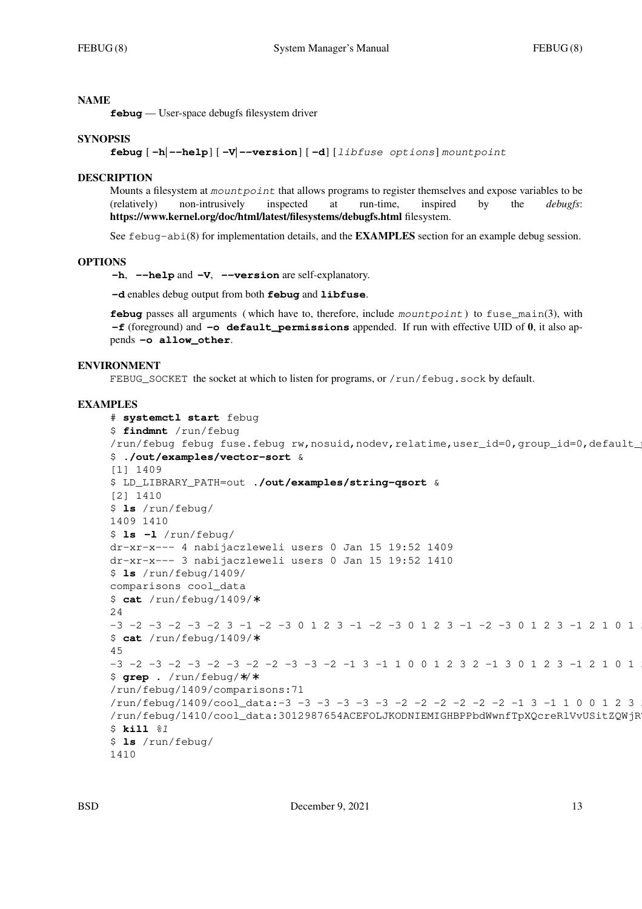## NAME

**febug** — User-space debugfs filesystem driver

## SYNOPSIS

**febug** [ **-h**|**--help** ] [ **-V**|**--version** ] [ **-d** ] [ *libfuse options* ] *mountpoint*

## DESCRIPTION

Mounts a filesystem at *mountpoint* that allows programs to register themselves and expose variables to be (relatively) non-intrusively inspected at run-time, inspired by the *debugfs*: **https://www.kernel.org/doc/html/latest/filesystems/debugfs.html** filesystem.

See `febug-abi`(8) for implementation details, and the **EXAMPLES** section for an example debug session.

## OPTIONS

**-h**, **--help** and **-V**, **--version** are self-explanatory.

**-d** enables debug output from both **febug** and **libfuse**.

**febug** passes all arguments ( which have to, therefore, include *mountpoint* ) to `fuse_main`(3), with **-f** (foreground) and **-o default_permissions** appended. If run with effective UID of **0**, it also appends **-o allow_other**.

## ENVIRONMENT

`FEBUG_SOCKET` the socket at which to listen for programs, or `/run/febug.sock` by default.

## EXAMPLES

```
# systemctl start febug
$ findmnt /run/febug
/run/febug febug fuse.febug rw,nosuid,nodev,relatime,user_id=0,group_id=0,default_
$ ./out/examples/vector-sort &
[1] 1409
$ LD_LIBRARY_PATH=out ./out/examples/string-qsort &
[2] 1410
$ ls /run/febug/
1409 1410
$ ls -l /run/febug/
dr-xr-x--- 4 nabijaczleweli users 0 Jan 15 19:52 1409
dr-xr-x--- 3 nabijaczleweli users 0 Jan 15 19:52 1410
$ ls /run/febug/1409/
comparisons cool_data
$ cat /run/febug/1409/*
24
-3 -2 -3 -2 -3 -2 3 -1 -2 -3 0 1 2 3 -1 -2 -3 0 1 2 3 -1 -2 -3 0 1 2 3 -1 2 1 0 1
$ cat /run/febug/1409/*
45
-3 -2 -3 -2 -3 -2 -3 -2 -2 -3 -3 -2 -1 3 -1 1 0 0 1 2 3 2 -1 3 0 1 2 3 -1 2 1 0 1
$ grep . /run/febug/*/*
/run/febug/1409/comparisons:71
/run/febug/1409/cool_data:-3 -3 -3 -3 -3 -3 -2 -2 -2 -2 -2 -2 -1 3 -1 1 0 0 1 2 3
/run/febug/1410/cool_data:3012987654ACEFOLJKODNIEMIGHBPPbdWwnfTpXQcreRlVvUSitZQWjR
$ kill %1
$ ls /run/febug/
1410
```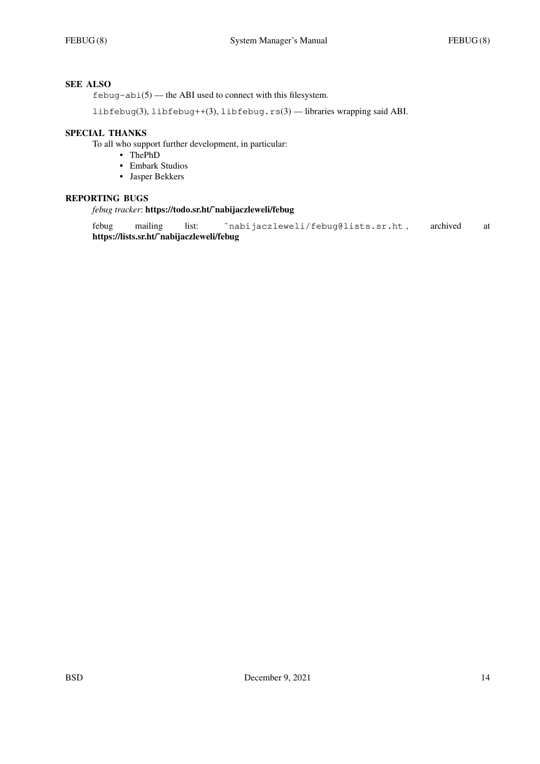## SEE ALSO

`febug-abi`(5) — the ABI used to connect with this filesystem.

`libfebug`(3), `libfebug++`(3), `libfebug.rs`(3) — libraries wrapping said ABI.

## SPECIAL THANKS

To all who support further development, in particular:

- ThePhD
- Embark Studios
- Jasper Bekkers

## REPORTING BUGS

*febug tracker*: **https://todo.sr.ht/~nabijaczleweli/febug**

febug mailing list: `~nabijaczleweli/febug@lists.sr.ht`, archived at **https://lists.sr.ht/~nabijaczleweli/febug**